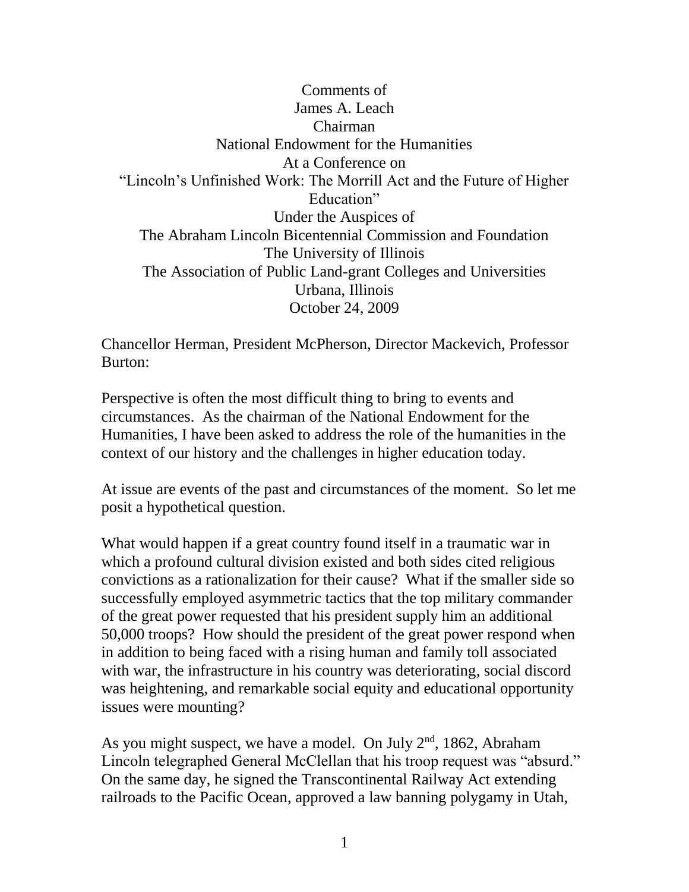Comments of
James A. Leach
Chairman
National Endowment for the Humanities
At a Conference on
"Lincoln's Unfinished Work: The Morrill Act and the Future of Higher Education"
Under the Auspices of
The Abraham Lincoln Bicentennial Commission and Foundation
The University of Illinois
The Association of Public Land-grant Colleges and Universities
Urbana, Illinois
October 24, 2009

Chancellor Herman, President McPherson, Director Mackevich, Professor Burton:

Perspective is often the most difficult thing to bring to events and circumstances. As the chairman of the National Endowment for the Humanities, I have been asked to address the role of the humanities in the context of our history and the challenges in higher education today.

At issue are events of the past and circumstances of the moment. So let me posit a hypothetical question.

What would happen if a great country found itself in a traumatic war in which a profound cultural division existed and both sides cited religious convictions as a rationalization for their cause? What if the smaller side so successfully employed asymmetric tactics that the top military commander of the great power requested that his president supply him an additional 50,000 troops? How should the president of the great power respond when in addition to being faced with a rising human and family toll associated with war, the infrastructure in his country was deteriorating, social discord was heightening, and remarkable social equity and educational opportunity issues were mounting?

As you might suspect, we have a model. On July 2nd, 1862, Abraham Lincoln telegraphed General McClellan that his troop request was "absurd." On the same day, he signed the Transcontinental Railway Act extending railroads to the Pacific Ocean, approved a law banning polygamy in Utah,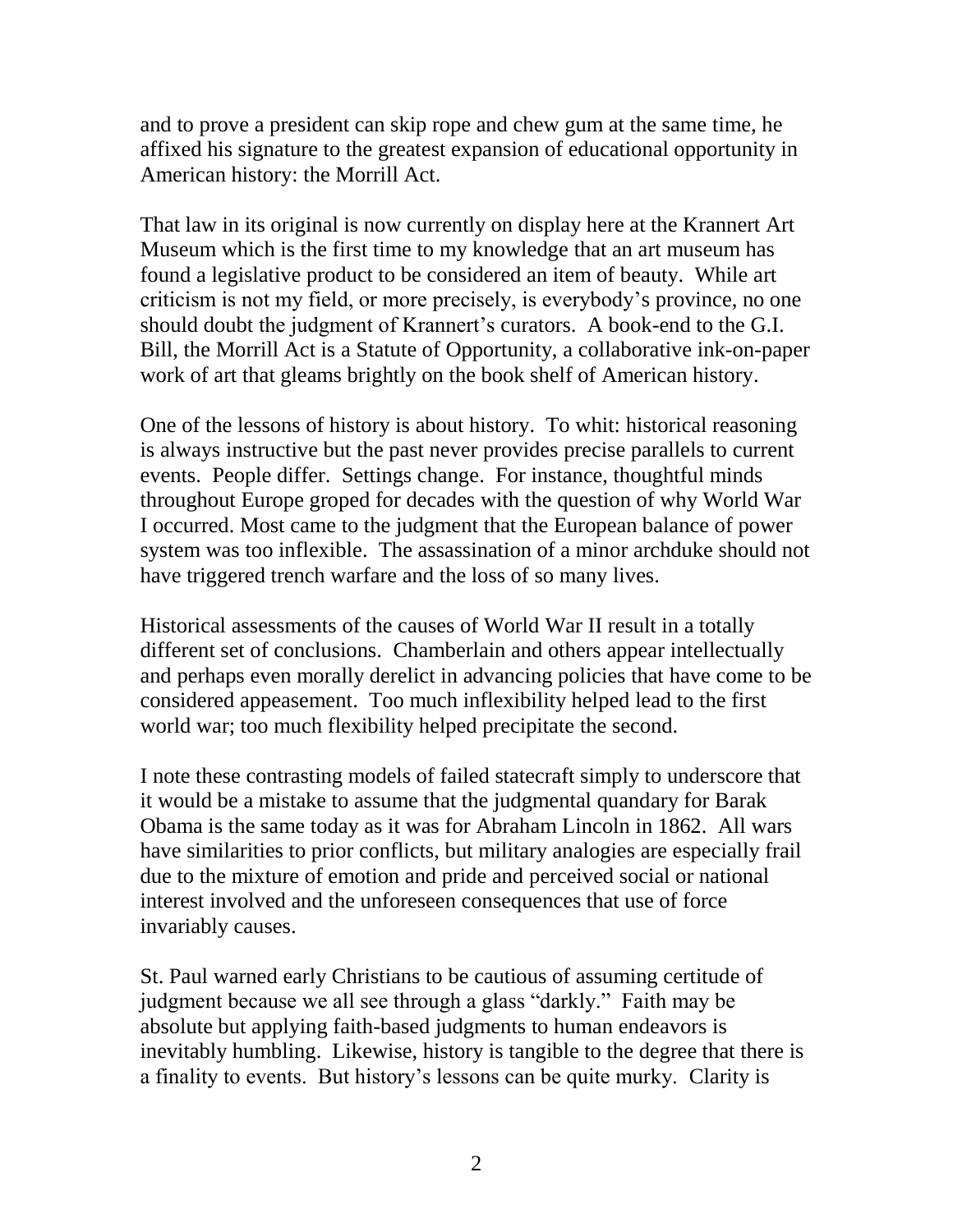and to prove a president can skip rope and chew gum at the same time, he affixed his signature to the greatest expansion of educational opportunity in American history: the Morrill Act.

That law in its original is now currently on display here at the Krannert Art Museum which is the first time to my knowledge that an art museum has found a legislative product to be considered an item of beauty. While art criticism is not my field, or more precisely, is everybody's province, no one should doubt the judgment of Krannert's curators. A book-end to the G.I. Bill, the Morrill Act is a Statute of Opportunity, a collaborative ink-on-paper work of art that gleams brightly on the book shelf of American history.

One of the lessons of history is about history. To whit: historical reasoning is always instructive but the past never provides precise parallels to current events. People differ. Settings change. For instance, thoughtful minds throughout Europe groped for decades with the question of why World War I occurred. Most came to the judgment that the European balance of power system was too inflexible. The assassination of a minor archduke should not have triggered trench warfare and the loss of so many lives.

Historical assessments of the causes of World War II result in a totally different set of conclusions. Chamberlain and others appear intellectually and perhaps even morally derelict in advancing policies that have come to be considered appeasement. Too much inflexibility helped lead to the first world war; too much flexibility helped precipitate the second.

I note these contrasting models of failed statecraft simply to underscore that it would be a mistake to assume that the judgmental quandary for Barak Obama is the same today as it was for Abraham Lincoln in 1862. All wars have similarities to prior conflicts, but military analogies are especially frail due to the mixture of emotion and pride and perceived social or national interest involved and the unforeseen consequences that use of force invariably causes.

St. Paul warned early Christians to be cautious of assuming certitude of judgment because we all see through a glass "darkly." Faith may be absolute but applying faith-based judgments to human endeavors is inevitably humbling. Likewise, history is tangible to the degree that there is a finality to events. But history's lessons can be quite murky. Clarity is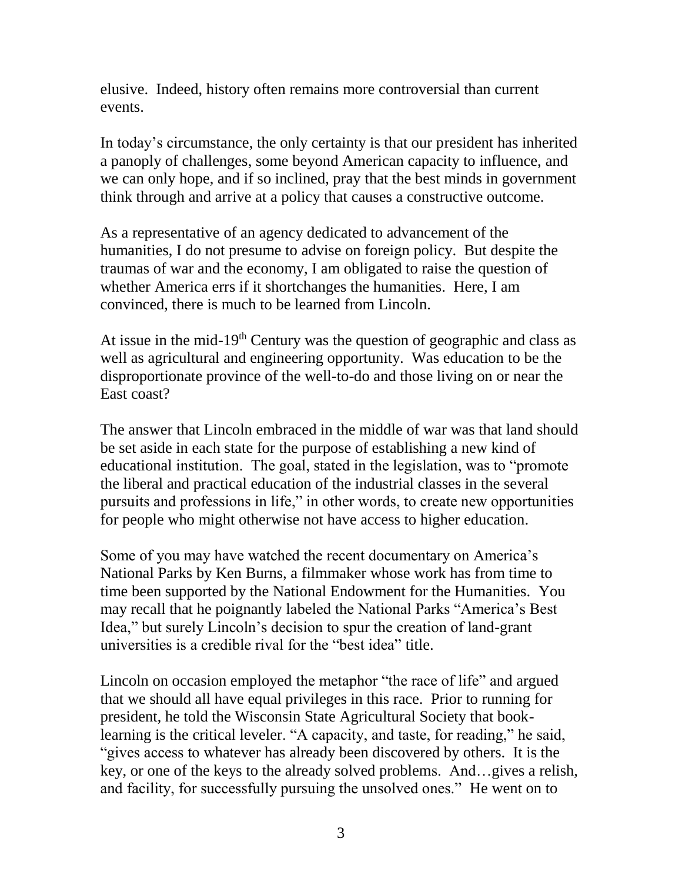elusive. Indeed, history often remains more controversial than current events.

In today's circumstance, the only certainty is that our president has inherited a panoply of challenges, some beyond American capacity to influence, and we can only hope, and if so inclined, pray that the best minds in government think through and arrive at a policy that causes a constructive outcome.

As a representative of an agency dedicated to advancement of the humanities, I do not presume to advise on foreign policy. But despite the traumas of war and the economy, I am obligated to raise the question of whether America errs if it shortchanges the humanities. Here, I am convinced, there is much to be learned from Lincoln.

At issue in the mid-19th Century was the question of geographic and class as well as agricultural and engineering opportunity. Was education to be the disproportionate province of the well-to-do and those living on or near the East coast?

The answer that Lincoln embraced in the middle of war was that land should be set aside in each state for the purpose of establishing a new kind of educational institution. The goal, stated in the legislation, was to "promote the liberal and practical education of the industrial classes in the several pursuits and professions in life," in other words, to create new opportunities for people who might otherwise not have access to higher education.

Some of you may have watched the recent documentary on America's National Parks by Ken Burns, a filmmaker whose work has from time to time been supported by the National Endowment for the Humanities. You may recall that he poignantly labeled the National Parks "America's Best Idea," but surely Lincoln's decision to spur the creation of land-grant universities is a credible rival for the "best idea" title.

Lincoln on occasion employed the metaphor "the race of life" and argued that we should all have equal privileges in this race. Prior to running for president, he told the Wisconsin State Agricultural Society that book-learning is the critical leveler. "A capacity, and taste, for reading," he said, "gives access to whatever has already been discovered by others. It is the key, or one of the keys to the already solved problems. And…gives a relish, and facility, for successfully pursuing the unsolved ones." He went on to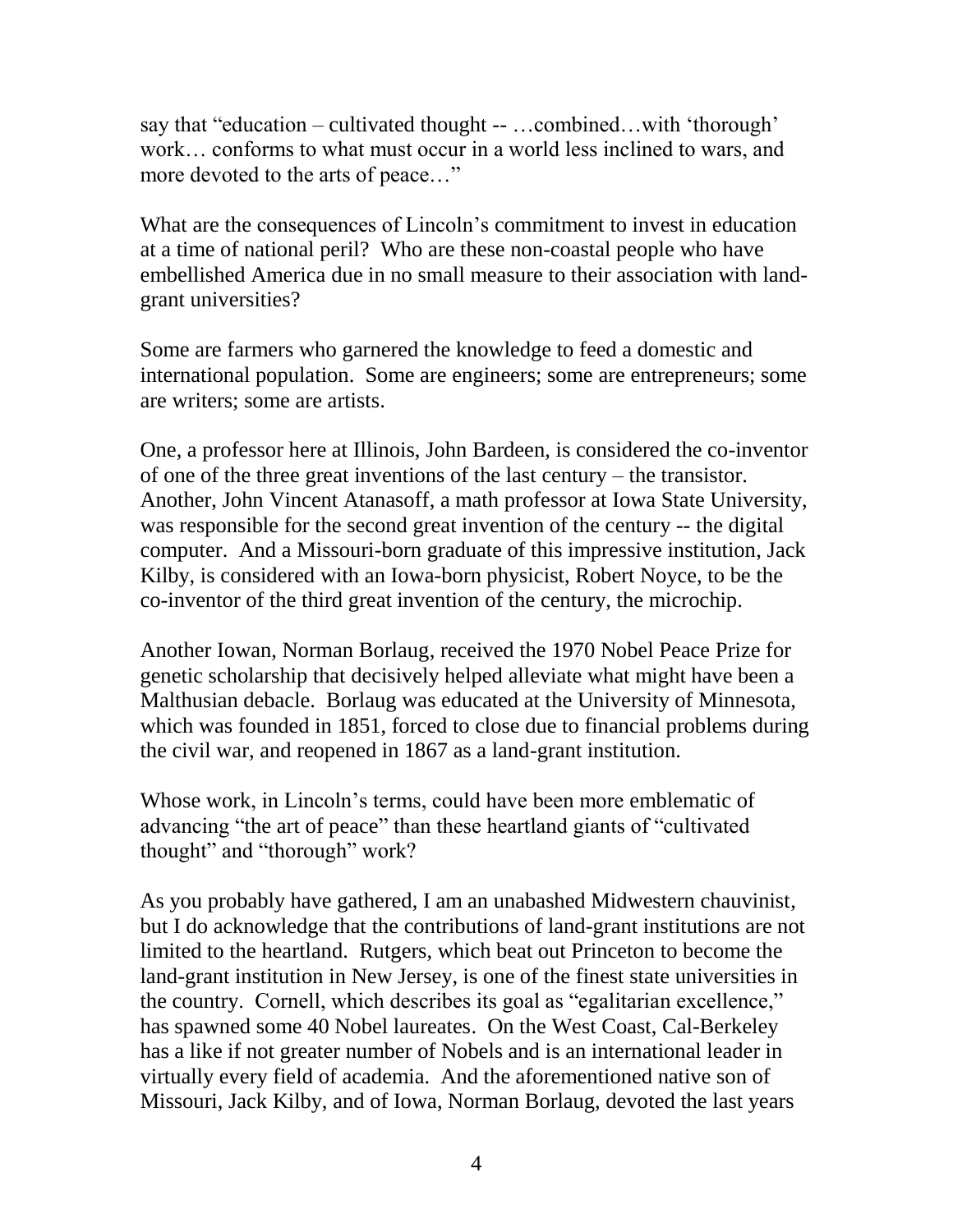say that "education – cultivated thought -- …combined…with 'thorough' work… conforms to what must occur in a world less inclined to wars, and more devoted to the arts of peace…"

What are the consequences of Lincoln's commitment to invest in education at a time of national peril? Who are these non-coastal people who have embellished America due in no small measure to their association with land-grant universities?

Some are farmers who garnered the knowledge to feed a domestic and international population. Some are engineers; some are entrepreneurs; some are writers; some are artists.

One, a professor here at Illinois, John Bardeen, is considered the co-inventor of one of the three great inventions of the last century – the transistor. Another, John Vincent Atanasoff, a math professor at Iowa State University, was responsible for the second great invention of the century -- the digital computer. And a Missouri-born graduate of this impressive institution, Jack Kilby, is considered with an Iowa-born physicist, Robert Noyce, to be the co-inventor of the third great invention of the century, the microchip.

Another Iowan, Norman Borlaug, received the 1970 Nobel Peace Prize for genetic scholarship that decisively helped alleviate what might have been a Malthusian debacle. Borlaug was educated at the University of Minnesota, which was founded in 1851, forced to close due to financial problems during the civil war, and reopened in 1867 as a land-grant institution.

Whose work, in Lincoln's terms, could have been more emblematic of advancing "the art of peace" than these heartland giants of "cultivated thought" and "thorough" work?

As you probably have gathered, I am an unabashed Midwestern chauvinist, but I do acknowledge that the contributions of land-grant institutions are not limited to the heartland. Rutgers, which beat out Princeton to become the land-grant institution in New Jersey, is one of the finest state universities in the country. Cornell, which describes its goal as "egalitarian excellence," has spawned some 40 Nobel laureates. On the West Coast, Cal-Berkeley has a like if not greater number of Nobels and is an international leader in virtually every field of academia. And the aforementioned native son of Missouri, Jack Kilby, and of Iowa, Norman Borlaug, devoted the last years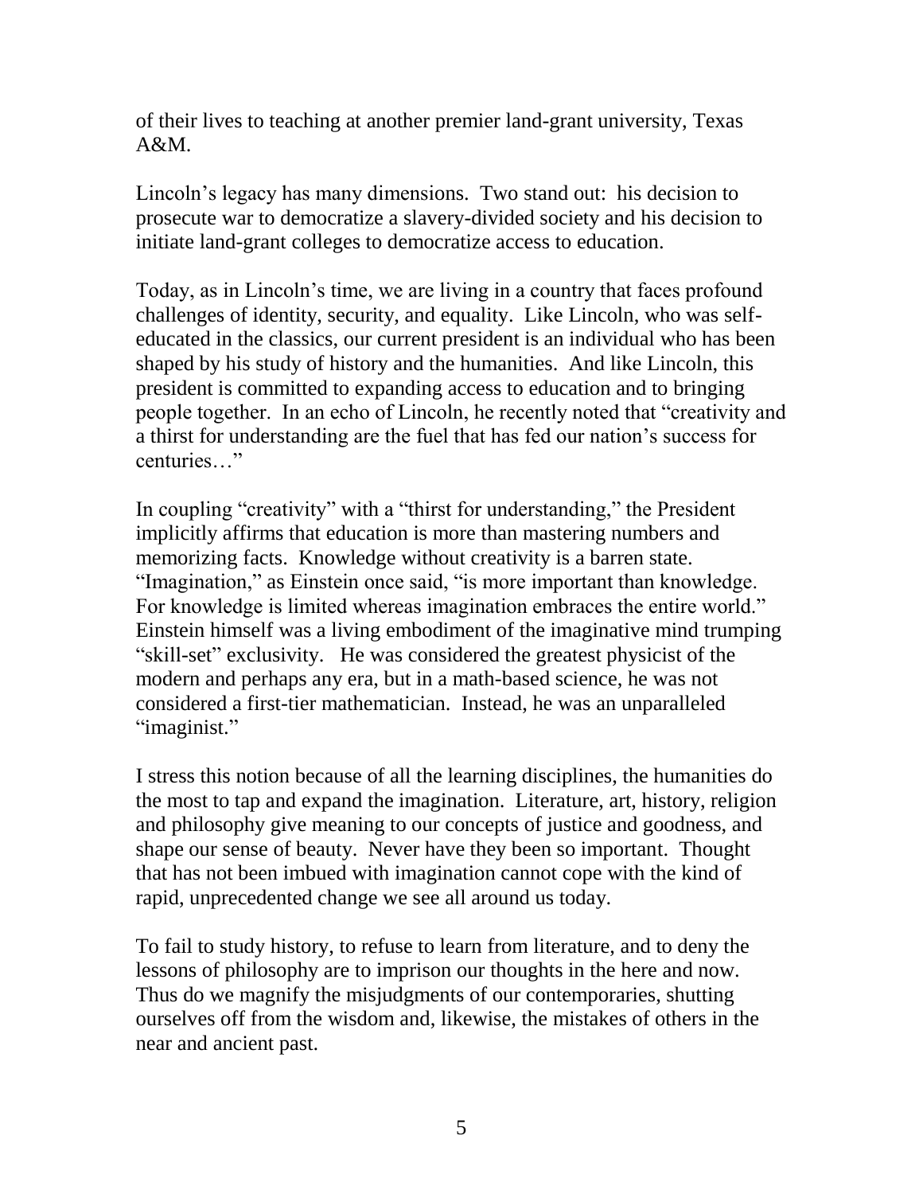of their lives to teaching at another premier land-grant university, Texas A&M.

Lincoln's legacy has many dimensions. Two stand out: his decision to prosecute war to democratize a slavery-divided society and his decision to initiate land-grant colleges to democratize access to education.

Today, as in Lincoln's time, we are living in a country that faces profound challenges of identity, security, and equality. Like Lincoln, who was self-educated in the classics, our current president is an individual who has been shaped by his study of history and the humanities. And like Lincoln, this president is committed to expanding access to education and to bringing people together. In an echo of Lincoln, he recently noted that "creativity and a thirst for understanding are the fuel that has fed our nation's success for centuries…"

In coupling "creativity" with a "thirst for understanding," the President implicitly affirms that education is more than mastering numbers and memorizing facts. Knowledge without creativity is a barren state. "Imagination," as Einstein once said, "is more important than knowledge. For knowledge is limited whereas imagination embraces the entire world." Einstein himself was a living embodiment of the imaginative mind trumping "skill-set" exclusivity. He was considered the greatest physicist of the modern and perhaps any era, but in a math-based science, he was not considered a first-tier mathematician. Instead, he was an unparalleled "imaginist."

I stress this notion because of all the learning disciplines, the humanities do the most to tap and expand the imagination. Literature, art, history, religion and philosophy give meaning to our concepts of justice and goodness, and shape our sense of beauty. Never have they been so important. Thought that has not been imbued with imagination cannot cope with the kind of rapid, unprecedented change we see all around us today.

To fail to study history, to refuse to learn from literature, and to deny the lessons of philosophy are to imprison our thoughts in the here and now. Thus do we magnify the misjudgments of our contemporaries, shutting ourselves off from the wisdom and, likewise, the mistakes of others in the near and ancient past.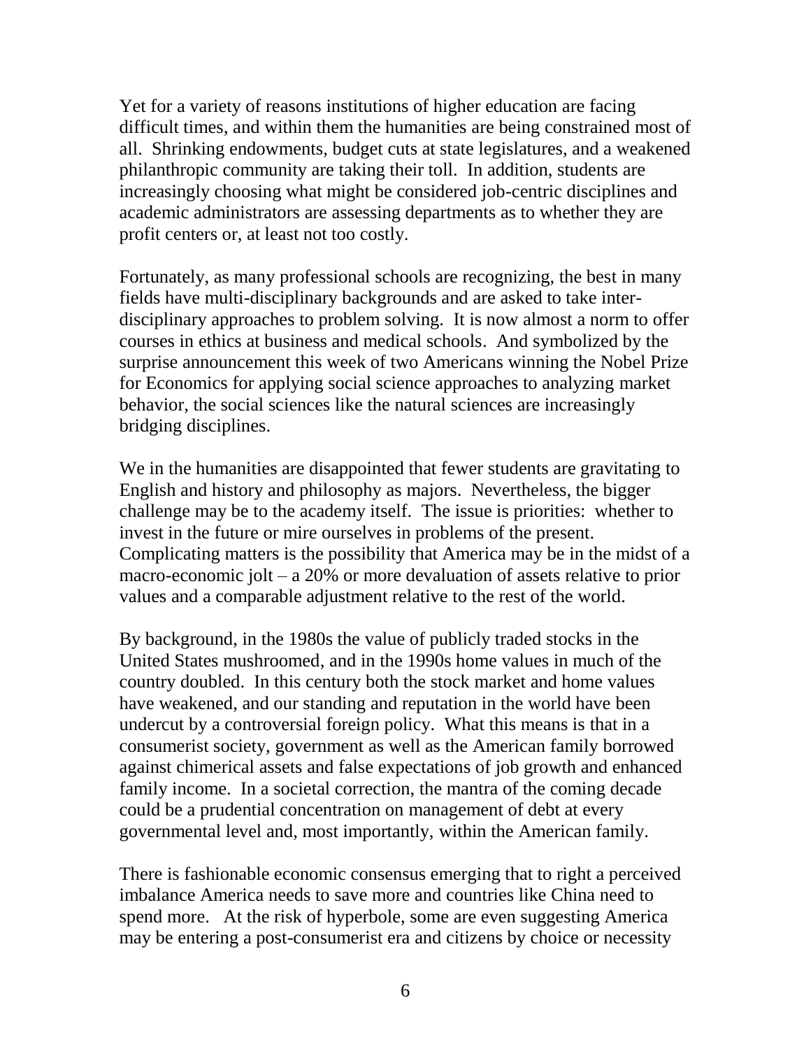Yet for a variety of reasons institutions of higher education are facing difficult times, and within them the humanities are being constrained most of all. Shrinking endowments, budget cuts at state legislatures, and a weakened philanthropic community are taking their toll. In addition, students are increasingly choosing what might be considered job-centric disciplines and academic administrators are assessing departments as to whether they are profit centers or, at least not too costly.

Fortunately, as many professional schools are recognizing, the best in many fields have multi-disciplinary backgrounds and are asked to take inter-disciplinary approaches to problem solving. It is now almost a norm to offer courses in ethics at business and medical schools. And symbolized by the surprise announcement this week of two Americans winning the Nobel Prize for Economics for applying social science approaches to analyzing market behavior, the social sciences like the natural sciences are increasingly bridging disciplines.

We in the humanities are disappointed that fewer students are gravitating to English and history and philosophy as majors. Nevertheless, the bigger challenge may be to the academy itself. The issue is priorities: whether to invest in the future or mire ourselves in problems of the present. Complicating matters is the possibility that America may be in the midst of a macro-economic jolt – a 20% or more devaluation of assets relative to prior values and a comparable adjustment relative to the rest of the world.

By background, in the 1980s the value of publicly traded stocks in the United States mushroomed, and in the 1990s home values in much of the country doubled. In this century both the stock market and home values have weakened, and our standing and reputation in the world have been undercut by a controversial foreign policy. What this means is that in a consumerist society, government as well as the American family borrowed against chimerical assets and false expectations of job growth and enhanced family income. In a societal correction, the mantra of the coming decade could be a prudential concentration on management of debt at every governmental level and, most importantly, within the American family.

There is fashionable economic consensus emerging that to right a perceived imbalance America needs to save more and countries like China need to spend more. At the risk of hyperbole, some are even suggesting America may be entering a post-consumerist era and citizens by choice or necessity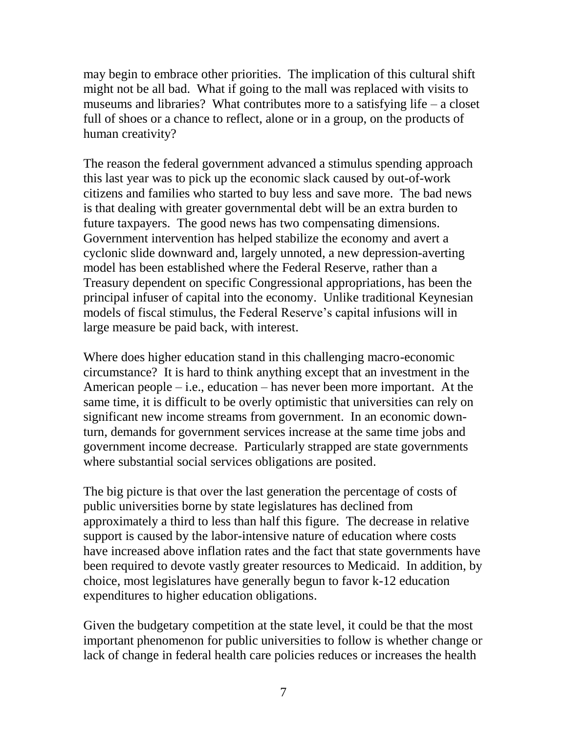may begin to embrace other priorities. The implication of this cultural shift might not be all bad. What if going to the mall was replaced with visits to museums and libraries? What contributes more to a satisfying life – a closet full of shoes or a chance to reflect, alone or in a group, on the products of human creativity?

The reason the federal government advanced a stimulus spending approach this last year was to pick up the economic slack caused by out-of-work citizens and families who started to buy less and save more. The bad news is that dealing with greater governmental debt will be an extra burden to future taxpayers. The good news has two compensating dimensions. Government intervention has helped stabilize the economy and avert a cyclonic slide downward and, largely unnoted, a new depression-averting model has been established where the Federal Reserve, rather than a Treasury dependent on specific Congressional appropriations, has been the principal infuser of capital into the economy. Unlike traditional Keynesian models of fiscal stimulus, the Federal Reserve's capital infusions will in large measure be paid back, with interest.

Where does higher education stand in this challenging macro-economic circumstance? It is hard to think anything except that an investment in the American people – i.e., education – has never been more important. At the same time, it is difficult to be overly optimistic that universities can rely on significant new income streams from government. In an economic down-turn, demands for government services increase at the same time jobs and government income decrease. Particularly strapped are state governments where substantial social services obligations are posited.

The big picture is that over the last generation the percentage of costs of public universities borne by state legislatures has declined from approximately a third to less than half this figure. The decrease in relative support is caused by the labor-intensive nature of education where costs have increased above inflation rates and the fact that state governments have been required to devote vastly greater resources to Medicaid. In addition, by choice, most legislatures have generally begun to favor k-12 education expenditures to higher education obligations.

Given the budgetary competition at the state level, it could be that the most important phenomenon for public universities to follow is whether change or lack of change in federal health care policies reduces or increases the health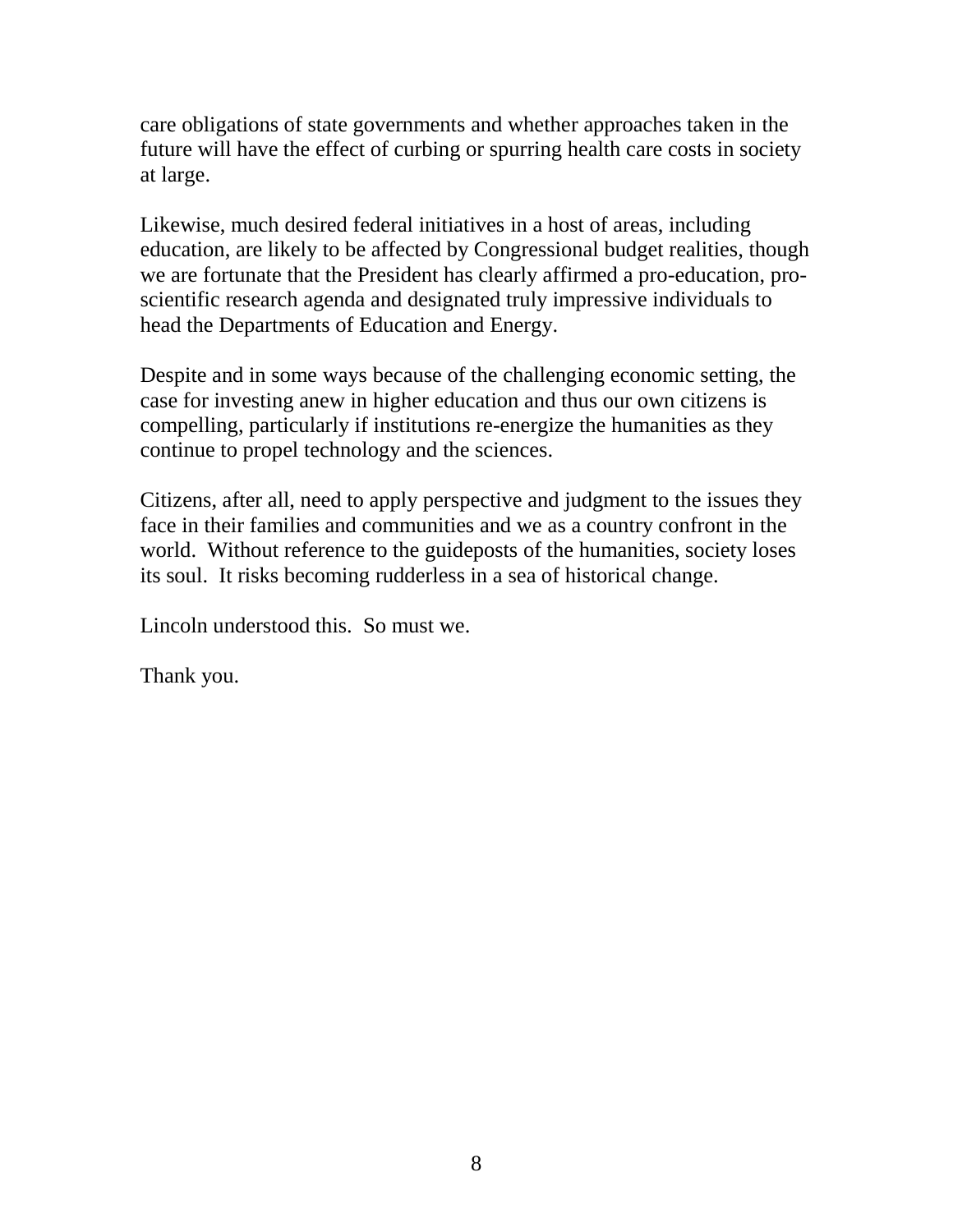care obligations of state governments and whether approaches taken in the future will have the effect of curbing or spurring health care costs in society at large.

Likewise, much desired federal initiatives in a host of areas, including education, are likely to be affected by Congressional budget realities, though we are fortunate that the President has clearly affirmed a pro-education, pro-scientific research agenda and designated truly impressive individuals to head the Departments of Education and Energy.

Despite and in some ways because of the challenging economic setting, the case for investing anew in higher education and thus our own citizens is compelling, particularly if institutions re-energize the humanities as they continue to propel technology and the sciences.

Citizens, after all, need to apply perspective and judgment to the issues they face in their families and communities and we as a country confront in the world.  Without reference to the guideposts of the humanities, society loses its soul.  It risks becoming rudderless in a sea of historical change.

Lincoln understood this.  So must we.

Thank you.